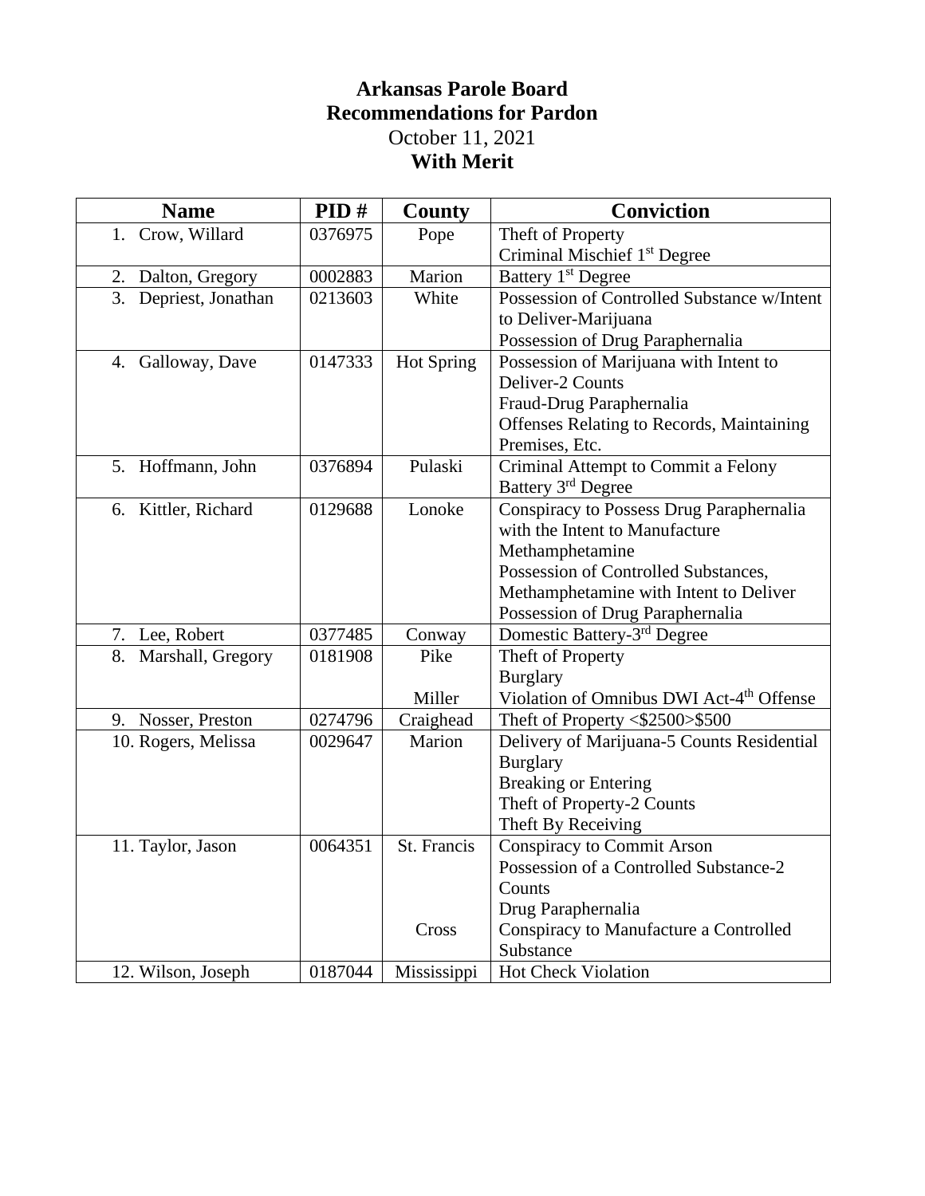# Arkansas Parole Board

## Recommendations for Pardon

October 11, 2021

**With Merit**

| Name | PID # | County | Conviction |
|---|---|---|---|
| 1. Crow, Willard | 0376975 | Pope | Theft of Property<br>Criminal Mischief 1st Degree |
| 2. Dalton, Gregory | 0002883 | Marion | Battery 1st Degree |
| 3. Depriest, Jonathan | 0213603 | White | Possession of Controlled Substance w/Intent to Deliver-Marijuana<br>Possession of Drug Paraphernalia |
| 4. Galloway, Dave | 0147333 | Hot Spring | Possession of Marijuana with Intent to Deliver-2 Counts<br>Fraud-Drug Paraphernalia<br>Offenses Relating to Records, Maintaining Premises, Etc. |
| 5. Hoffmann, John | 0376894 | Pulaski | Criminal Attempt to Commit a Felony<br>Battery 3rd Degree |
| 6. Kittler, Richard | 0129688 | Lonoke | Conspiracy to Possess Drug Paraphernalia with the Intent to Manufacture Methamphetamine<br>Possession of Controlled Substances, Methamphetamine with Intent to Deliver<br>Possession of Drug Paraphernalia |
| 7. Lee, Robert | 0377485 | Conway | Domestic Battery-3rd Degree |
| 8. Marshall, Gregory | 0181908 | Pike<br><br>Miller | Theft of Property<br>Burglary<br>Violation of Omnibus DWI Act-4th Offense |
| 9. Nosser, Preston | 0274796 | Craighead | Theft of Property <$2500>$500 |
| 10. Rogers, Melissa | 0029647 | Marion | Delivery of Marijuana-5 Counts Residential Burglary<br>Breaking or Entering<br>Theft of Property-2 Counts<br>Theft By Receiving |
| 11. Taylor, Jason | 0064351 | St. Francis<br><br><br>Cross | Conspiracy to Commit Arson<br>Possession of a Controlled Substance-2 Counts<br>Drug Paraphernalia<br>Conspiracy to Manufacture a Controlled Substance |
| 12. Wilson, Joseph | 0187044 | Mississippi | Hot Check Violation |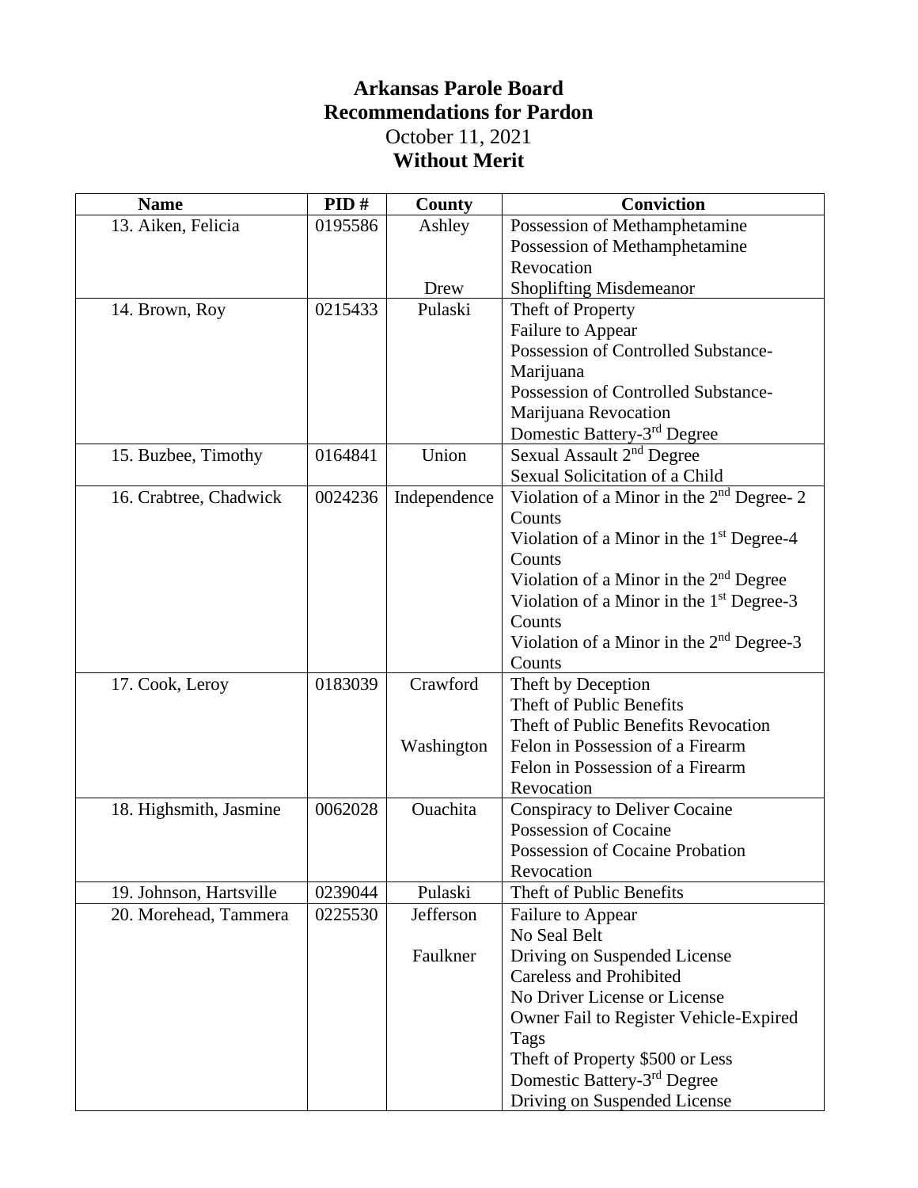# Arkansas Parole Board
## Recommendations for Pardon
October 11, 2021
**Without Merit**

| Name | PID # | County | Conviction |
|---|---|---|---|
| 13. Aiken, Felicia | 0195586 | Ashley<br><br><br>Drew | Possession of Methamphetamine<br>Possession of Methamphetamine Revocation<br>Shoplifting Misdemeanor |
| 14. Brown, Roy | 0215433 | Pulaski | Theft of Property<br>Failure to Appear<br>Possession of Controlled Substance-Marijuana<br>Possession of Controlled Substance-Marijuana Revocation<br>Domestic Battery-3rd Degree |
| 15. Buzbee, Timothy | 0164841 | Union | Sexual Assault 2nd Degree<br>Sexual Solicitation of a Child |
| 16. Crabtree, Chadwick | 0024236 | Independence | Violation of a Minor in the 2nd Degree- 2 Counts<br>Violation of a Minor in the 1st Degree-4 Counts<br>Violation of a Minor in the 2nd Degree<br>Violation of a Minor in the 1st Degree-3 Counts<br>Violation of a Minor in the 2nd Degree-3 Counts |
| 17. Cook, Leroy | 0183039 | Crawford<br><br><br>Washington | Theft by Deception<br>Theft of Public Benefits<br>Theft of Public Benefits Revocation<br>Felon in Possession of a Firearm<br>Felon in Possession of a Firearm Revocation |
| 18. Highsmith, Jasmine | 0062028 | Ouachita | Conspiracy to Deliver Cocaine<br>Possession of Cocaine<br>Possession of Cocaine Probation Revocation |
| 19. Johnson, Hartsville | 0239044 | Pulaski | Theft of Public Benefits |
| 20. Morehead, Tammera | 0225530 | Jefferson<br><br>Faulkner | Failure to Appear<br>No Seal Belt<br>Driving on Suspended License<br>Careless and Prohibited<br>No Driver License or License<br>Owner Fail to Register Vehicle-Expired Tags<br>Theft of Property $500 or Less<br>Domestic Battery-3rd Degree<br>Driving on Suspended License |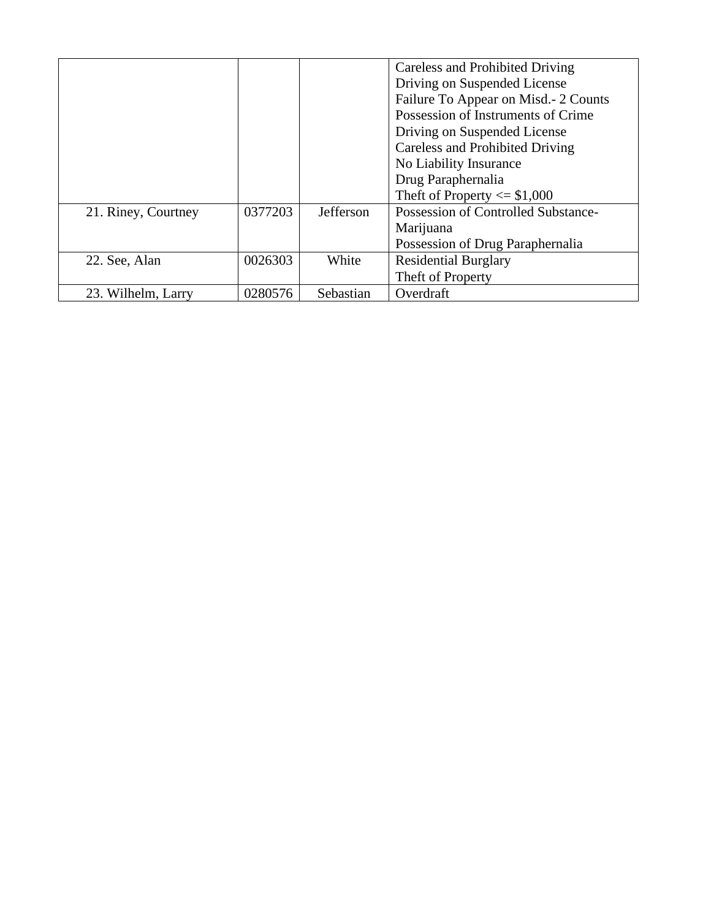| | | | |
|---|---|---|---|
| | | | Careless and Prohibited Driving<br>Driving on Suspended License<br>Failure To Appear on Misd.- 2 Counts<br>Possession of Instruments of Crime<br>Driving on Suspended License<br>Careless and Prohibited Driving<br>No Liability Insurance<br>Drug Paraphernalia<br>Theft of Property <= $1,000 |
| 21. Riney, Courtney | 0377203 | Jefferson | Possession of Controlled Substance-Marijuana<br>Possession of Drug Paraphernalia |
| 22. See, Alan | 0026303 | White | Residential Burglary<br>Theft of Property |
| 23. Wilhelm, Larry | 0280576 | Sebastian | Overdraft |